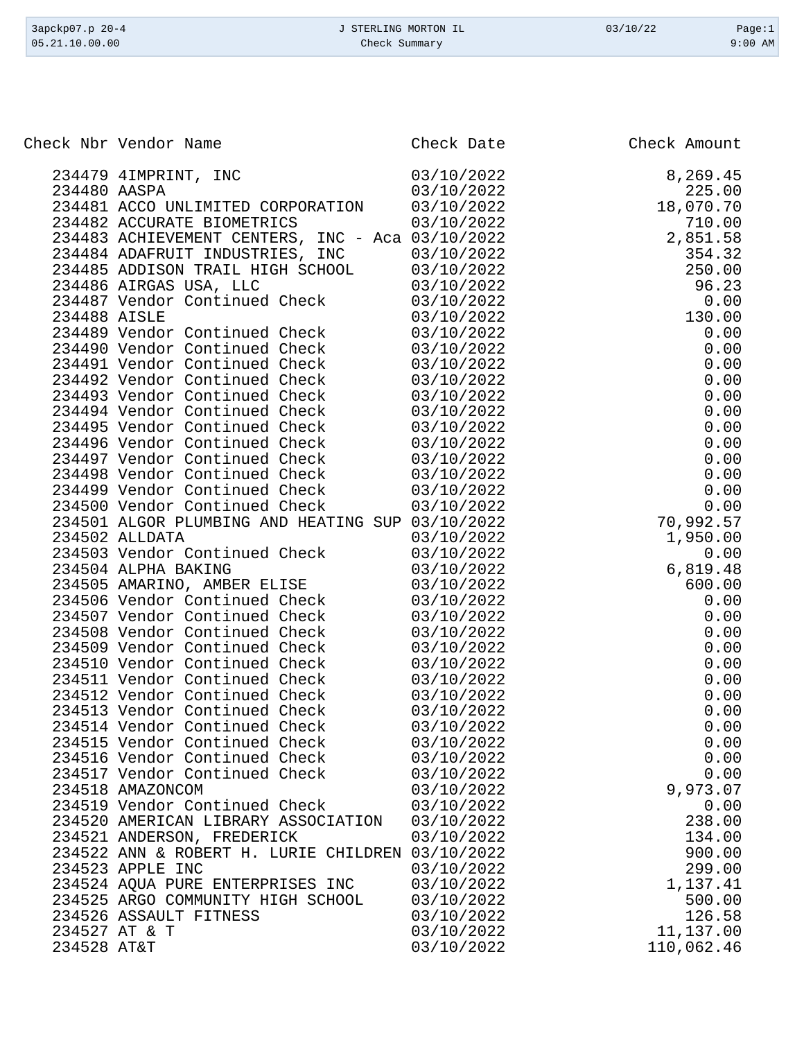| Check Nbr | Vendor Name | Check Date | Check Amount |
|---|---|---|---|
| 234479 | 4IMPRINT, INC | 03/10/2022 | 8,269.45 |
| 234480 | AASPA | 03/10/2022 | 225.00 |
| 234481 | ACCO UNLIMITED CORPORATION | 03/10/2022 | 18,070.70 |
| 234482 | ACCURATE BIOMETRICS | 03/10/2022 | 710.00 |
| 234483 | ACHIEVEMENT CENTERS, INC - Aca | 03/10/2022 | 2,851.58 |
| 234484 | ADAFRUIT INDUSTRIES, INC | 03/10/2022 | 354.32 |
| 234485 | ADDISON TRAIL HIGH SCHOOL | 03/10/2022 | 250.00 |
| 234486 | AIRGAS USA, LLC | 03/10/2022 | 96.23 |
| 234487 | Vendor Continued Check | 03/10/2022 | 0.00 |
| 234488 | AISLE | 03/10/2022 | 130.00 |
| 234489 | Vendor Continued Check | 03/10/2022 | 0.00 |
| 234490 | Vendor Continued Check | 03/10/2022 | 0.00 |
| 234491 | Vendor Continued Check | 03/10/2022 | 0.00 |
| 234492 | Vendor Continued Check | 03/10/2022 | 0.00 |
| 234493 | Vendor Continued Check | 03/10/2022 | 0.00 |
| 234494 | Vendor Continued Check | 03/10/2022 | 0.00 |
| 234495 | Vendor Continued Check | 03/10/2022 | 0.00 |
| 234496 | Vendor Continued Check | 03/10/2022 | 0.00 |
| 234497 | Vendor Continued Check | 03/10/2022 | 0.00 |
| 234498 | Vendor Continued Check | 03/10/2022 | 0.00 |
| 234499 | Vendor Continued Check | 03/10/2022 | 0.00 |
| 234500 | Vendor Continued Check | 03/10/2022 | 0.00 |
| 234501 | ALGOR PLUMBING AND HEATING SUP | 03/10/2022 | 70,992.57 |
| 234502 | ALLDATA | 03/10/2022 | 1,950.00 |
| 234503 | Vendor Continued Check | 03/10/2022 | 0.00 |
| 234504 | ALPHA BAKING | 03/10/2022 | 6,819.48 |
| 234505 | AMARINO, AMBER ELISE | 03/10/2022 | 600.00 |
| 234506 | Vendor Continued Check | 03/10/2022 | 0.00 |
| 234507 | Vendor Continued Check | 03/10/2022 | 0.00 |
| 234508 | Vendor Continued Check | 03/10/2022 | 0.00 |
| 234509 | Vendor Continued Check | 03/10/2022 | 0.00 |
| 234510 | Vendor Continued Check | 03/10/2022 | 0.00 |
| 234511 | Vendor Continued Check | 03/10/2022 | 0.00 |
| 234512 | Vendor Continued Check | 03/10/2022 | 0.00 |
| 234513 | Vendor Continued Check | 03/10/2022 | 0.00 |
| 234514 | Vendor Continued Check | 03/10/2022 | 0.00 |
| 234515 | Vendor Continued Check | 03/10/2022 | 0.00 |
| 234516 | Vendor Continued Check | 03/10/2022 | 0.00 |
| 234517 | Vendor Continued Check | 03/10/2022 | 0.00 |
| 234518 | AMAZONCOM | 03/10/2022 | 9,973.07 |
| 234519 | Vendor Continued Check | 03/10/2022 | 0.00 |
| 234520 | AMERICAN LIBRARY ASSOCIATION | 03/10/2022 | 238.00 |
| 234521 | ANDERSON, FREDERICK | 03/10/2022 | 134.00 |
| 234522 | ANN & ROBERT H. LURIE CHILDREN | 03/10/2022 | 900.00 |
| 234523 | APPLE INC | 03/10/2022 | 299.00 |
| 234524 | AQUA PURE ENTERPRISES INC | 03/10/2022 | 1,137.41 |
| 234525 | ARGO COMMUNITY HIGH SCHOOL | 03/10/2022 | 500.00 |
| 234526 | ASSAULT FITNESS | 03/10/2022 | 126.58 |
| 234527 | AT & T | 03/10/2022 | 11,137.00 |
| 234528 | AT&T | 03/10/2022 | 110,062.46 |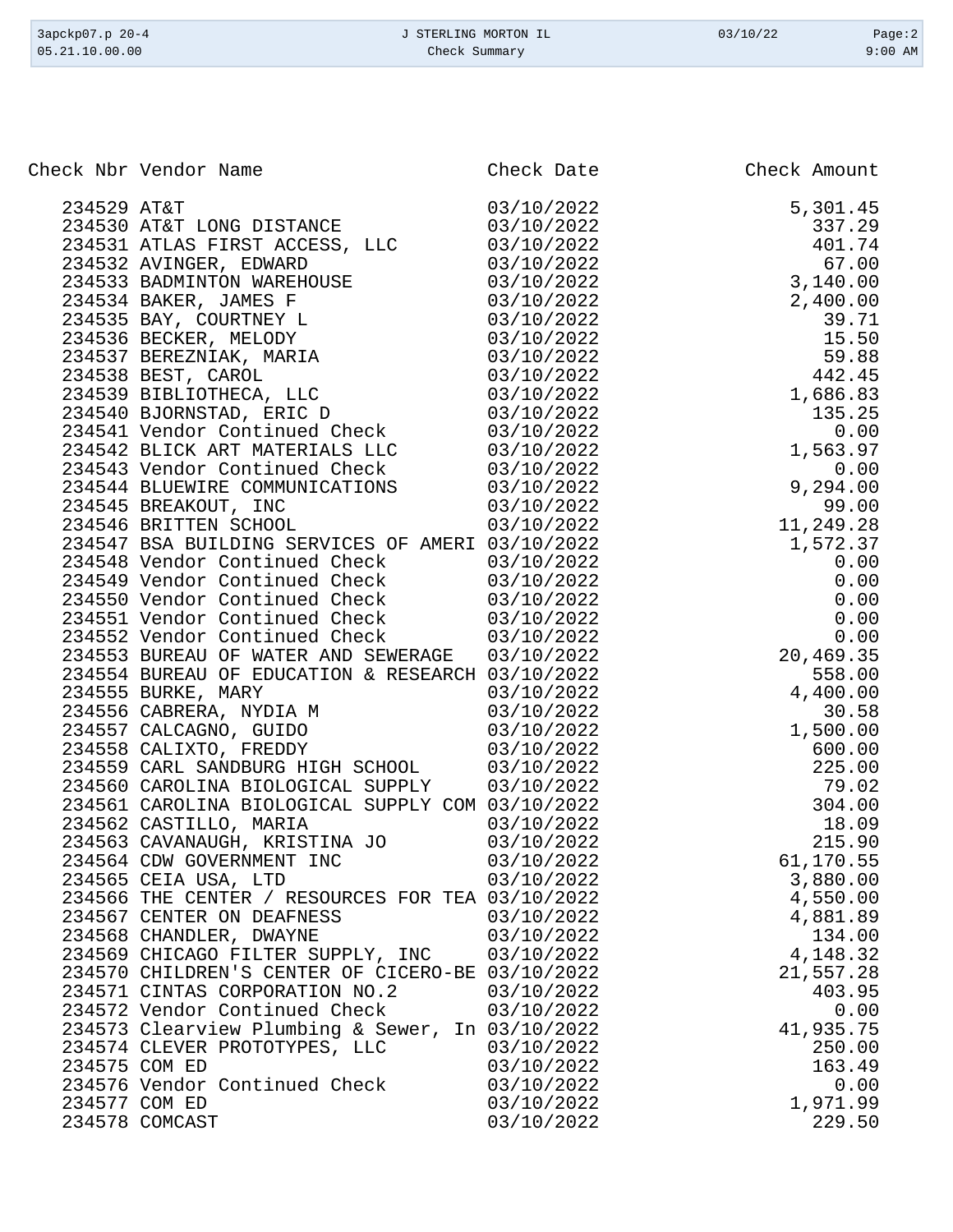| Check Nbr | Vendor Name | Check Date | Check Amount |
|---|---|---|---|
| 234529 | AT&T | 03/10/2022 | 5,301.45 |
| 234530 | AT&T LONG DISTANCE | 03/10/2022 | 337.29 |
| 234531 | ATLAS FIRST ACCESS, LLC | 03/10/2022 | 401.74 |
| 234532 | AVINGER, EDWARD | 03/10/2022 | 67.00 |
| 234533 | BADMINTON WAREHOUSE | 03/10/2022 | 3,140.00 |
| 234534 | BAKER, JAMES F | 03/10/2022 | 2,400.00 |
| 234535 | BAY, COURTNEY L | 03/10/2022 | 39.71 |
| 234536 | BECKER, MELODY | 03/10/2022 | 15.50 |
| 234537 | BEREZNIAK, MARIA | 03/10/2022 | 59.88 |
| 234538 | BEST, CAROL | 03/10/2022 | 442.45 |
| 234539 | BIBLIOTHECA, LLC | 03/10/2022 | 1,686.83 |
| 234540 | BJORNSTAD, ERIC D | 03/10/2022 | 135.25 |
| 234541 | Vendor Continued Check | 03/10/2022 | 0.00 |
| 234542 | BLICK ART MATERIALS LLC | 03/10/2022 | 1,563.97 |
| 234543 | Vendor Continued Check | 03/10/2022 | 0.00 |
| 234544 | BLUEWIRE COMMUNICATIONS | 03/10/2022 | 9,294.00 |
| 234545 | BREAKOUT, INC | 03/10/2022 | 99.00 |
| 234546 | BRITTEN SCHOOL | 03/10/2022 | 11,249.28 |
| 234547 | BSA BUILDING SERVICES OF AMERI | 03/10/2022 | 1,572.37 |
| 234548 | Vendor Continued Check | 03/10/2022 | 0.00 |
| 234549 | Vendor Continued Check | 03/10/2022 | 0.00 |
| 234550 | Vendor Continued Check | 03/10/2022 | 0.00 |
| 234551 | Vendor Continued Check | 03/10/2022 | 0.00 |
| 234552 | Vendor Continued Check | 03/10/2022 | 0.00 |
| 234553 | BUREAU OF WATER AND SEWERAGE | 03/10/2022 | 20,469.35 |
| 234554 | BUREAU OF EDUCATION & RESEARCH | 03/10/2022 | 558.00 |
| 234555 | BURKE, MARY | 03/10/2022 | 4,400.00 |
| 234556 | CABRERA, NYDIA M | 03/10/2022 | 30.58 |
| 234557 | CALCAGNO, GUIDO | 03/10/2022 | 1,500.00 |
| 234558 | CALIXTO, FREDDY | 03/10/2022 | 600.00 |
| 234559 | CARL SANDBURG HIGH SCHOOL | 03/10/2022 | 225.00 |
| 234560 | CAROLINA BIOLOGICAL SUPPLY | 03/10/2022 | 79.02 |
| 234561 | CAROLINA BIOLOGICAL SUPPLY COM | 03/10/2022 | 304.00 |
| 234562 | CASTILLO, MARIA | 03/10/2022 | 18.09 |
| 234563 | CAVANAUGH, KRISTINA JO | 03/10/2022 | 215.90 |
| 234564 | CDW GOVERNMENT INC | 03/10/2022 | 61,170.55 |
| 234565 | CEIA USA, LTD | 03/10/2022 | 3,880.00 |
| 234566 | THE CENTER / RESOURCES FOR TEA | 03/10/2022 | 4,550.00 |
| 234567 | CENTER ON DEAFNESS | 03/10/2022 | 4,881.89 |
| 234568 | CHANDLER, DWAYNE | 03/10/2022 | 134.00 |
| 234569 | CHICAGO FILTER SUPPLY, INC | 03/10/2022 | 4,148.32 |
| 234570 | CHILDREN'S CENTER OF CICERO-BE | 03/10/2022 | 21,557.28 |
| 234571 | CINTAS CORPORATION NO.2 | 03/10/2022 | 403.95 |
| 234572 | Vendor Continued Check | 03/10/2022 | 0.00 |
| 234573 | Clearview Plumbing & Sewer, In | 03/10/2022 | 41,935.75 |
| 234574 | CLEVER PROTOTYPES, LLC | 03/10/2022 | 250.00 |
| 234575 | COM ED | 03/10/2022 | 163.49 |
| 234576 | Vendor Continued Check | 03/10/2022 | 0.00 |
| 234577 | COM ED | 03/10/2022 | 1,971.99 |
| 234578 | COMCAST | 03/10/2022 | 229.50 |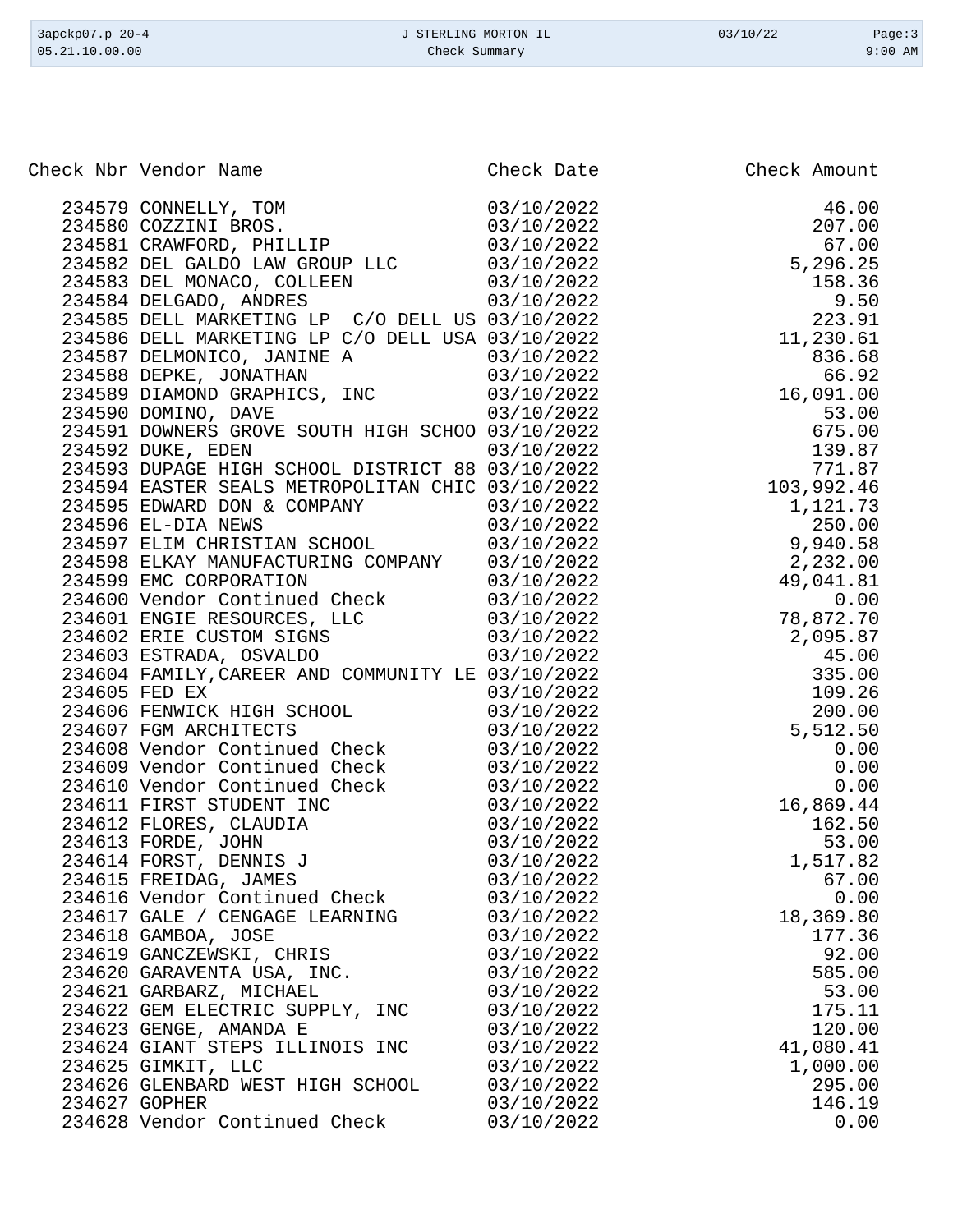| Check Nbr | Vendor Name | Check Date | Check Amount |
|---|---|---|---|
| 234579 | CONNELLY, TOM | 03/10/2022 | 46.00 |
| 234580 | COZZINI BROS. | 03/10/2022 | 207.00 |
| 234581 | CRAWFORD, PHILLIP | 03/10/2022 | 67.00 |
| 234582 | DEL GALDO LAW GROUP LLC | 03/10/2022 | 5,296.25 |
| 234583 | DEL MONACO, COLLEEN | 03/10/2022 | 158.36 |
| 234584 | DELGADO, ANDRES | 03/10/2022 | 9.50 |
| 234585 | DELL MARKETING LP C/O DELL US | 03/10/2022 | 223.91 |
| 234586 | DELL MARKETING LP C/O DELL USA | 03/10/2022 | 11,230.61 |
| 234587 | DELMONICO, JANINE A | 03/10/2022 | 836.68 |
| 234588 | DEPKE, JONATHAN | 03/10/2022 | 66.92 |
| 234589 | DIAMOND GRAPHICS, INC | 03/10/2022 | 16,091.00 |
| 234590 | DOMINO, DAVE | 03/10/2022 | 53.00 |
| 234591 | DOWNERS GROVE SOUTH HIGH SCHOO | 03/10/2022 | 675.00 |
| 234592 | DUKE, EDEN | 03/10/2022 | 139.87 |
| 234593 | DUPAGE HIGH SCHOOL DISTRICT 88 | 03/10/2022 | 771.87 |
| 234594 | EASTER SEALS METROPOLITAN CHIC | 03/10/2022 | 103,992.46 |
| 234595 | EDWARD DON & COMPANY | 03/10/2022 | 1,121.73 |
| 234596 | EL-DIA NEWS | 03/10/2022 | 250.00 |
| 234597 | ELIM CHRISTIAN SCHOOL | 03/10/2022 | 9,940.58 |
| 234598 | ELKAY MANUFACTURING COMPANY | 03/10/2022 | 2,232.00 |
| 234599 | EMC CORPORATION | 03/10/2022 | 49,041.81 |
| 234600 | Vendor Continued Check | 03/10/2022 | 0.00 |
| 234601 | ENGIE RESOURCES, LLC | 03/10/2022 | 78,872.70 |
| 234602 | ERIE CUSTOM SIGNS | 03/10/2022 | 2,095.87 |
| 234603 | ESTRADA, OSVALDO | 03/10/2022 | 45.00 |
| 234604 | FAMILY,CAREER AND COMMUNITY LE | 03/10/2022 | 335.00 |
| 234605 | FED EX | 03/10/2022 | 109.26 |
| 234606 | FENWICK HIGH SCHOOL | 03/10/2022 | 200.00 |
| 234607 | FGM ARCHITECTS | 03/10/2022 | 5,512.50 |
| 234608 | Vendor Continued Check | 03/10/2022 | 0.00 |
| 234609 | Vendor Continued Check | 03/10/2022 | 0.00 |
| 234610 | Vendor Continued Check | 03/10/2022 | 0.00 |
| 234611 | FIRST STUDENT INC | 03/10/2022 | 16,869.44 |
| 234612 | FLORES, CLAUDIA | 03/10/2022 | 162.50 |
| 234613 | FORDE, JOHN | 03/10/2022 | 53.00 |
| 234614 | FORST, DENNIS J | 03/10/2022 | 1,517.82 |
| 234615 | FREIDAG, JAMES | 03/10/2022 | 67.00 |
| 234616 | Vendor Continued Check | 03/10/2022 | 0.00 |
| 234617 | GALE / CENGAGE LEARNING | 03/10/2022 | 18,369.80 |
| 234618 | GAMBOA, JOSE | 03/10/2022 | 177.36 |
| 234619 | GANCZEWSKI, CHRIS | 03/10/2022 | 92.00 |
| 234620 | GARAVENTA USA, INC. | 03/10/2022 | 585.00 |
| 234621 | GARBARZ, MICHAEL | 03/10/2022 | 53.00 |
| 234622 | GEM ELECTRIC SUPPLY, INC | 03/10/2022 | 175.11 |
| 234623 | GENGE, AMANDA E | 03/10/2022 | 120.00 |
| 234624 | GIANT STEPS ILLINOIS INC | 03/10/2022 | 41,080.41 |
| 234625 | GIMKIT, LLC | 03/10/2022 | 1,000.00 |
| 234626 | GLENBARD WEST HIGH SCHOOL | 03/10/2022 | 295.00 |
| 234627 | GOPHER | 03/10/2022 | 146.19 |
| 234628 | Vendor Continued Check | 03/10/2022 | 0.00 |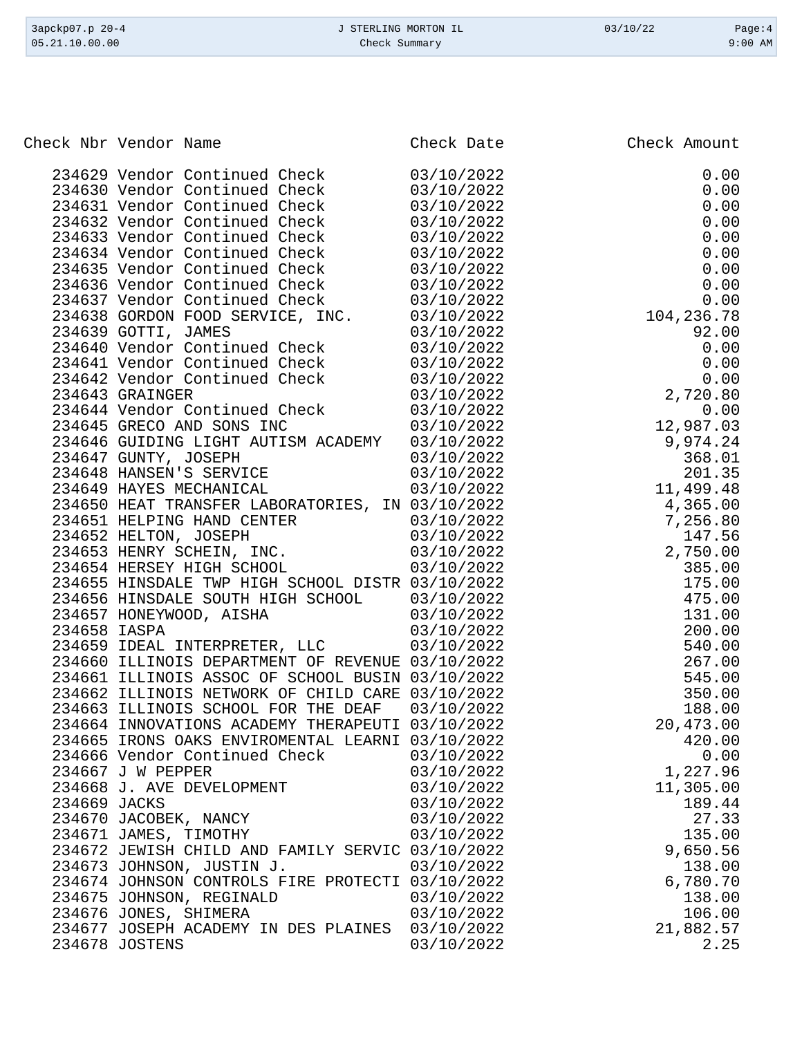| Check Nbr | Vendor Name | Check Date | Check Amount |
|---|---|---|---|
| 234629 | Vendor Continued Check | 03/10/2022 | 0.00 |
| 234630 | Vendor Continued Check | 03/10/2022 | 0.00 |
| 234631 | Vendor Continued Check | 03/10/2022 | 0.00 |
| 234632 | Vendor Continued Check | 03/10/2022 | 0.00 |
| 234633 | Vendor Continued Check | 03/10/2022 | 0.00 |
| 234634 | Vendor Continued Check | 03/10/2022 | 0.00 |
| 234635 | Vendor Continued Check | 03/10/2022 | 0.00 |
| 234636 | Vendor Continued Check | 03/10/2022 | 0.00 |
| 234637 | Vendor Continued Check | 03/10/2022 | 0.00 |
| 234638 | GORDON FOOD SERVICE, INC. | 03/10/2022 | 104,236.78 |
| 234639 | GOTTI, JAMES | 03/10/2022 | 92.00 |
| 234640 | Vendor Continued Check | 03/10/2022 | 0.00 |
| 234641 | Vendor Continued Check | 03/10/2022 | 0.00 |
| 234642 | Vendor Continued Check | 03/10/2022 | 0.00 |
| 234643 | GRAINGER | 03/10/2022 | 2,720.80 |
| 234644 | Vendor Continued Check | 03/10/2022 | 0.00 |
| 234645 | GRECO AND SONS INC | 03/10/2022 | 12,987.03 |
| 234646 | GUIDING LIGHT AUTISM ACADEMY | 03/10/2022 | 9,974.24 |
| 234647 | GUNTY, JOSEPH | 03/10/2022 | 368.01 |
| 234648 | HANSEN'S SERVICE | 03/10/2022 | 201.35 |
| 234649 | HAYES MECHANICAL | 03/10/2022 | 11,499.48 |
| 234650 | HEAT TRANSFER LABORATORIES, IN | 03/10/2022 | 4,365.00 |
| 234651 | HELPING HAND CENTER | 03/10/2022 | 7,256.80 |
| 234652 | HELTON, JOSEPH | 03/10/2022 | 147.56 |
| 234653 | HENRY SCHEIN, INC. | 03/10/2022 | 2,750.00 |
| 234654 | HERSEY HIGH SCHOOL | 03/10/2022 | 385.00 |
| 234655 | HINSDALE TWP HIGH SCHOOL DISTR | 03/10/2022 | 175.00 |
| 234656 | HINSDALE SOUTH HIGH SCHOOL | 03/10/2022 | 475.00 |
| 234657 | HONEYWOOD, AISHA | 03/10/2022 | 131.00 |
| 234658 | IASPA | 03/10/2022 | 200.00 |
| 234659 | IDEAL INTERPRETER, LLC | 03/10/2022 | 540.00 |
| 234660 | ILLINOIS DEPARTMENT OF REVENUE | 03/10/2022 | 267.00 |
| 234661 | ILLINOIS ASSOC OF SCHOOL BUSIN | 03/10/2022 | 545.00 |
| 234662 | ILLINOIS NETWORK OF CHILD CARE | 03/10/2022 | 350.00 |
| 234663 | ILLINOIS SCHOOL FOR THE DEAF | 03/10/2022 | 188.00 |
| 234664 | INNOVATIONS ACADEMY THERAPEUTI | 03/10/2022 | 20,473.00 |
| 234665 | IRONS OAKS ENVIROMENTAL LEARNI | 03/10/2022 | 420.00 |
| 234666 | Vendor Continued Check | 03/10/2022 | 0.00 |
| 234667 | J W PEPPER | 03/10/2022 | 1,227.96 |
| 234668 | J. AVE DEVELOPMENT | 03/10/2022 | 11,305.00 |
| 234669 | JACKS | 03/10/2022 | 189.44 |
| 234670 | JACOBEK, NANCY | 03/10/2022 | 27.33 |
| 234671 | JAMES, TIMOTHY | 03/10/2022 | 135.00 |
| 234672 | JEWISH CHILD AND FAMILY SERVIC | 03/10/2022 | 9,650.56 |
| 234673 | JOHNSON, JUSTIN J. | 03/10/2022 | 138.00 |
| 234674 | JOHNSON CONTROLS FIRE PROTECTI | 03/10/2022 | 6,780.70 |
| 234675 | JOHNSON, REGINALD | 03/10/2022 | 138.00 |
| 234676 | JONES, SHIMERA | 03/10/2022 | 106.00 |
| 234677 | JOSEPH ACADEMY IN DES PLAINES | 03/10/2022 | 21,882.57 |
| 234678 | JOSTENS | 03/10/2022 | 2.25 |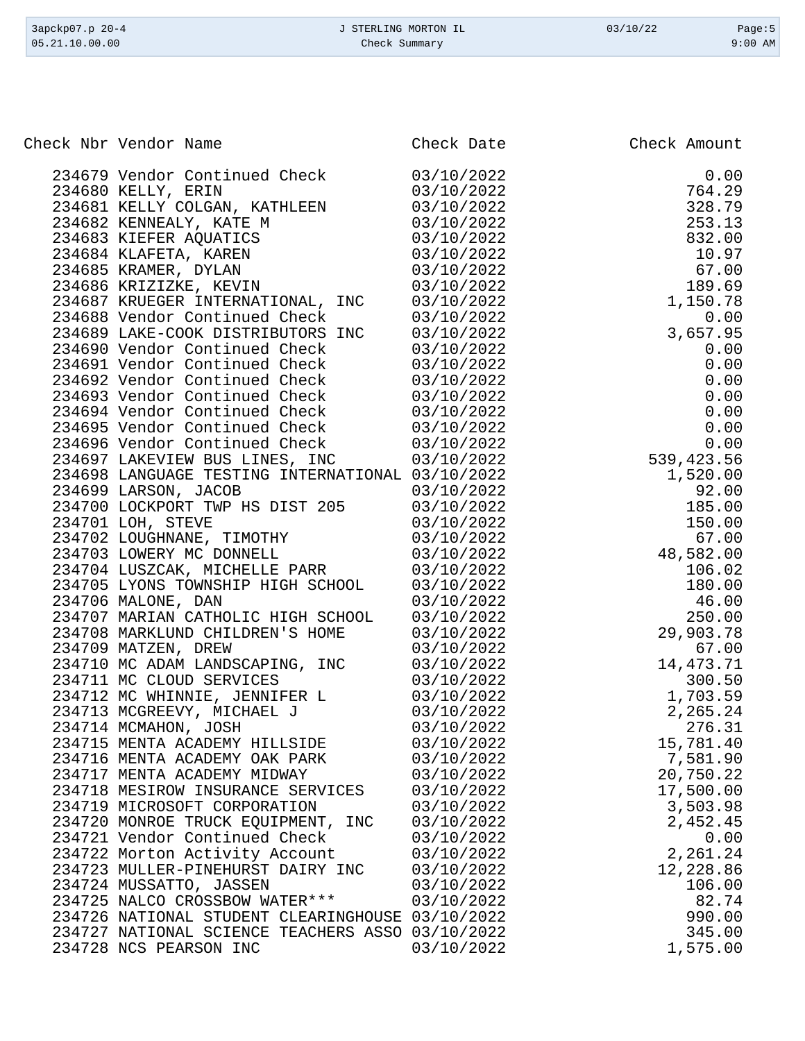| Check Nbr | Vendor Name | Check Date | Check Amount |
|---|---|---|---|
| 234679 | Vendor Continued Check | 03/10/2022 | 0.00 |
| 234680 | KELLY, ERIN | 03/10/2022 | 764.29 |
| 234681 | KELLY COLGAN, KATHLEEN | 03/10/2022 | 328.79 |
| 234682 | KENNEALY, KATE M | 03/10/2022 | 253.13 |
| 234683 | KIEFER AQUATICS | 03/10/2022 | 832.00 |
| 234684 | KLAFETA, KAREN | 03/10/2022 | 10.97 |
| 234685 | KRAMER, DYLAN | 03/10/2022 | 67.00 |
| 234686 | KRIZIZKE, KEVIN | 03/10/2022 | 189.69 |
| 234687 | KRUEGER INTERNATIONAL, INC | 03/10/2022 | 1,150.78 |
| 234688 | Vendor Continued Check | 03/10/2022 | 0.00 |
| 234689 | LAKE-COOK DISTRIBUTORS INC | 03/10/2022 | 3,657.95 |
| 234690 | Vendor Continued Check | 03/10/2022 | 0.00 |
| 234691 | Vendor Continued Check | 03/10/2022 | 0.00 |
| 234692 | Vendor Continued Check | 03/10/2022 | 0.00 |
| 234693 | Vendor Continued Check | 03/10/2022 | 0.00 |
| 234694 | Vendor Continued Check | 03/10/2022 | 0.00 |
| 234695 | Vendor Continued Check | 03/10/2022 | 0.00 |
| 234696 | Vendor Continued Check | 03/10/2022 | 0.00 |
| 234697 | LAKEVIEW BUS LINES, INC | 03/10/2022 | 539,423.56 |
| 234698 | LANGUAGE TESTING INTERNATIONAL | 03/10/2022 | 1,520.00 |
| 234699 | LARSON, JACOB | 03/10/2022 | 92.00 |
| 234700 | LOCKPORT TWP HS DIST 205 | 03/10/2022 | 185.00 |
| 234701 | LOH, STEVE | 03/10/2022 | 150.00 |
| 234702 | LOUGHNANE, TIMOTHY | 03/10/2022 | 67.00 |
| 234703 | LOWERY MC DONNELL | 03/10/2022 | 48,582.00 |
| 234704 | LUSZCAK, MICHELLE PARR | 03/10/2022 | 106.02 |
| 234705 | LYONS TOWNSHIP HIGH SCHOOL | 03/10/2022 | 180.00 |
| 234706 | MALONE, DAN | 03/10/2022 | 46.00 |
| 234707 | MARIAN CATHOLIC HIGH SCHOOL | 03/10/2022 | 250.00 |
| 234708 | MARKLUND CHILDREN'S HOME | 03/10/2022 | 29,903.78 |
| 234709 | MATZEN, DREW | 03/10/2022 | 67.00 |
| 234710 | MC ADAM LANDSCAPING, INC | 03/10/2022 | 14,473.71 |
| 234711 | MC CLOUD SERVICES | 03/10/2022 | 300.50 |
| 234712 | MC WHINNIE, JENNIFER L | 03/10/2022 | 1,703.59 |
| 234713 | MCGREEVY, MICHAEL J | 03/10/2022 | 2,265.24 |
| 234714 | MCMAHON, JOSH | 03/10/2022 | 276.31 |
| 234715 | MENTA ACADEMY HILLSIDE | 03/10/2022 | 15,781.40 |
| 234716 | MENTA ACADEMY OAK PARK | 03/10/2022 | 7,581.90 |
| 234717 | MENTA ACADEMY MIDWAY | 03/10/2022 | 20,750.22 |
| 234718 | MESIROW INSURANCE SERVICES | 03/10/2022 | 17,500.00 |
| 234719 | MICROSOFT CORPORATION | 03/10/2022 | 3,503.98 |
| 234720 | MONROE TRUCK EQUIPMENT, INC | 03/10/2022 | 2,452.45 |
| 234721 | Vendor Continued Check | 03/10/2022 | 0.00 |
| 234722 | Morton Activity Account | 03/10/2022 | 2,261.24 |
| 234723 | MULLER-PINEHURST DAIRY INC | 03/10/2022 | 12,228.86 |
| 234724 | MUSSATTO, JASSEN | 03/10/2022 | 106.00 |
| 234725 | NALCO CROSSBOW WATER*** | 03/10/2022 | 82.74 |
| 234726 | NATIONAL STUDENT CLEARINGHOUSE | 03/10/2022 | 990.00 |
| 234727 | NATIONAL SCIENCE TEACHERS ASSO | 03/10/2022 | 345.00 |
| 234728 | NCS PEARSON INC | 03/10/2022 | 1,575.00 |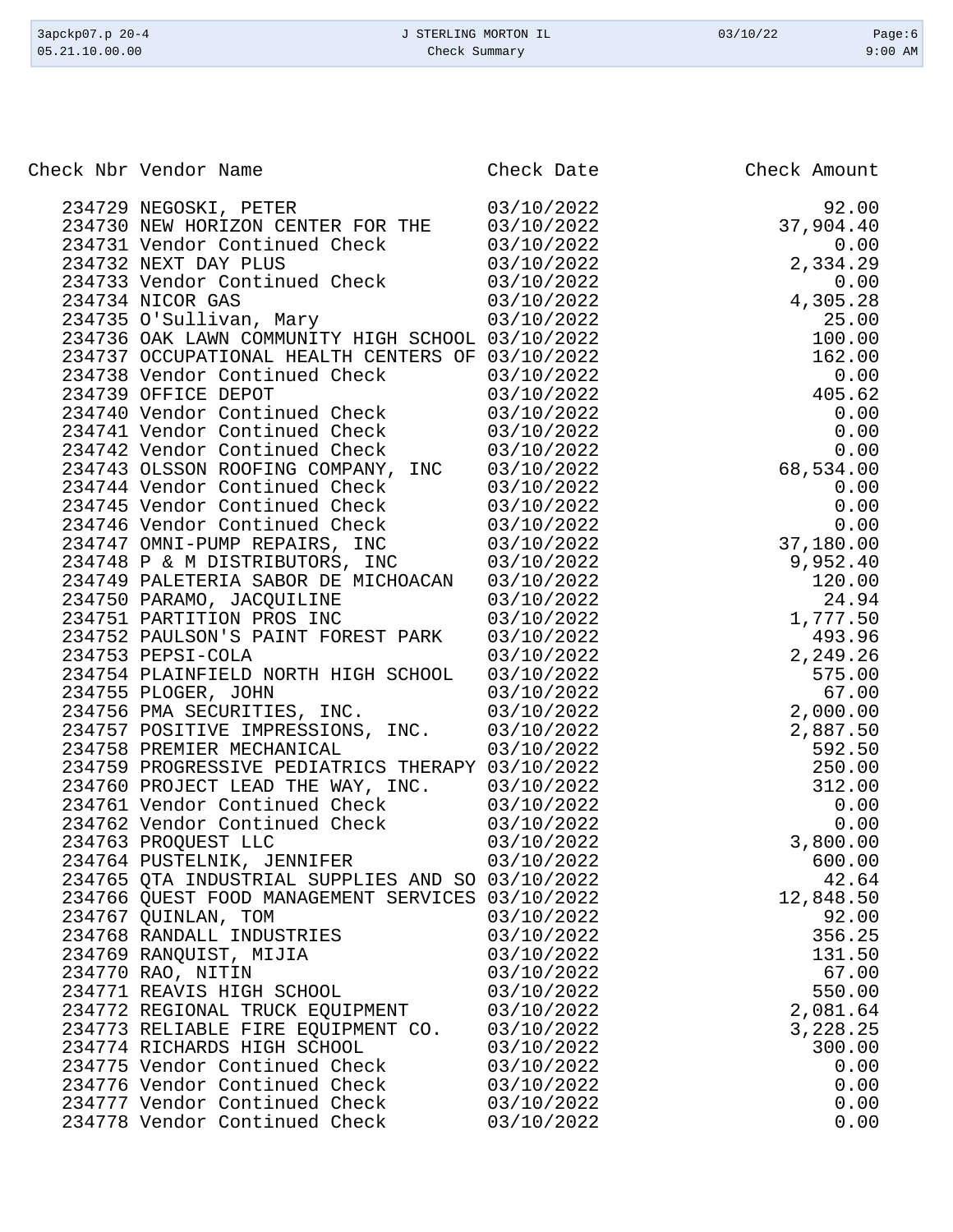| Check Nbr | Vendor Name | Check Date | Check Amount |
|---|---|---|---|
| 234729 | NEGOSKI, PETER | 03/10/2022 | 92.00 |
| 234730 | NEW HORIZON CENTER FOR THE | 03/10/2022 | 37,904.40 |
| 234731 | Vendor Continued Check | 03/10/2022 | 0.00 |
| 234732 | NEXT DAY PLUS | 03/10/2022 | 2,334.29 |
| 234733 | Vendor Continued Check | 03/10/2022 | 0.00 |
| 234734 | NICOR GAS | 03/10/2022 | 4,305.28 |
| 234735 | O'Sullivan, Mary | 03/10/2022 | 25.00 |
| 234736 | OAK LAWN COMMUNITY HIGH SCHOOL | 03/10/2022 | 100.00 |
| 234737 | OCCUPATIONAL HEALTH CENTERS OF | 03/10/2022 | 162.00 |
| 234738 | Vendor Continued Check | 03/10/2022 | 0.00 |
| 234739 | OFFICE DEPOT | 03/10/2022 | 405.62 |
| 234740 | Vendor Continued Check | 03/10/2022 | 0.00 |
| 234741 | Vendor Continued Check | 03/10/2022 | 0.00 |
| 234742 | Vendor Continued Check | 03/10/2022 | 0.00 |
| 234743 | OLSSON ROOFING COMPANY, INC | 03/10/2022 | 68,534.00 |
| 234744 | Vendor Continued Check | 03/10/2022 | 0.00 |
| 234745 | Vendor Continued Check | 03/10/2022 | 0.00 |
| 234746 | Vendor Continued Check | 03/10/2022 | 0.00 |
| 234747 | OMNI-PUMP REPAIRS, INC | 03/10/2022 | 37,180.00 |
| 234748 | P & M DISTRIBUTORS, INC | 03/10/2022 | 9,952.40 |
| 234749 | PALETERIA SABOR DE MICHOACAN | 03/10/2022 | 120.00 |
| 234750 | PARAMO, JACQUILINE | 03/10/2022 | 24.94 |
| 234751 | PARTITION PROS INC | 03/10/2022 | 1,777.50 |
| 234752 | PAULSON'S PAINT FOREST PARK | 03/10/2022 | 493.96 |
| 234753 | PEPSI-COLA | 03/10/2022 | 2,249.26 |
| 234754 | PLAINFIELD NORTH HIGH SCHOOL | 03/10/2022 | 575.00 |
| 234755 | PLOGER, JOHN | 03/10/2022 | 67.00 |
| 234756 | PMA SECURITIES, INC. | 03/10/2022 | 2,000.00 |
| 234757 | POSITIVE IMPRESSIONS, INC. | 03/10/2022 | 2,887.50 |
| 234758 | PREMIER MECHANICAL | 03/10/2022 | 592.50 |
| 234759 | PROGRESSIVE PEDIATRICS THERAPY | 03/10/2022 | 250.00 |
| 234760 | PROJECT LEAD THE WAY, INC. | 03/10/2022 | 312.00 |
| 234761 | Vendor Continued Check | 03/10/2022 | 0.00 |
| 234762 | Vendor Continued Check | 03/10/2022 | 0.00 |
| 234763 | PROQUEST LLC | 03/10/2022 | 3,800.00 |
| 234764 | PUSTELNIK, JENNIFER | 03/10/2022 | 600.00 |
| 234765 | QTA INDUSTRIAL SUPPLIES AND SO | 03/10/2022 | 42.64 |
| 234766 | QUEST FOOD MANAGEMENT SERVICES | 03/10/2022 | 12,848.50 |
| 234767 | QUINLAN, TOM | 03/10/2022 | 92.00 |
| 234768 | RANDALL INDUSTRIES | 03/10/2022 | 356.25 |
| 234769 | RANQUIST, MIJIA | 03/10/2022 | 131.50 |
| 234770 | RAO, NITIN | 03/10/2022 | 67.00 |
| 234771 | REAVIS HIGH SCHOOL | 03/10/2022 | 550.00 |
| 234772 | REGIONAL TRUCK EQUIPMENT | 03/10/2022 | 2,081.64 |
| 234773 | RELIABLE FIRE EQUIPMENT CO. | 03/10/2022 | 3,228.25 |
| 234774 | RICHARDS HIGH SCHOOL | 03/10/2022 | 300.00 |
| 234775 | Vendor Continued Check | 03/10/2022 | 0.00 |
| 234776 | Vendor Continued Check | 03/10/2022 | 0.00 |
| 234777 | Vendor Continued Check | 03/10/2022 | 0.00 |
| 234778 | Vendor Continued Check | 03/10/2022 | 0.00 |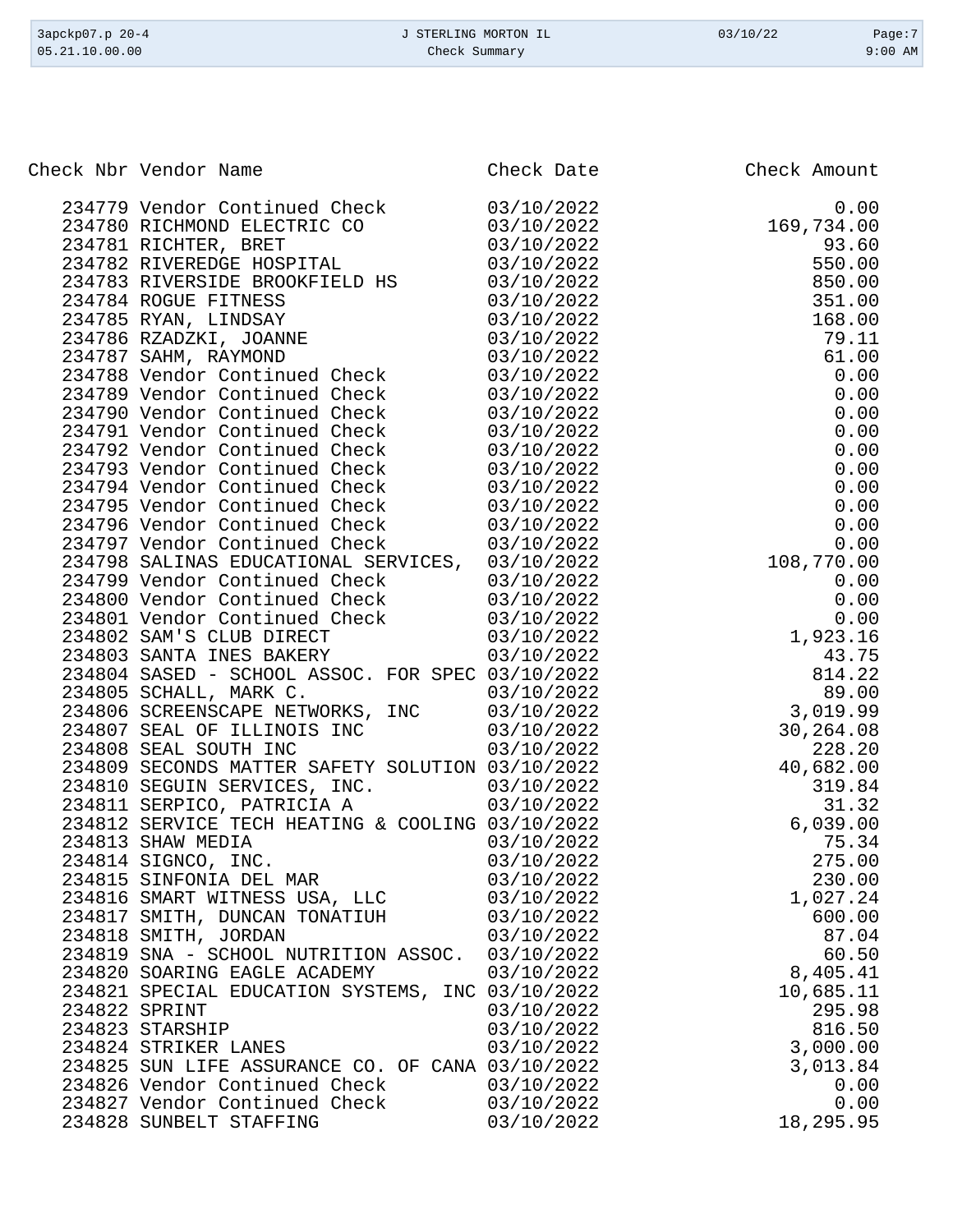| Check Nbr | Vendor Name | Check Date | Check Amount |
|---|---|---|---|
| 234779 | Vendor Continued Check | 03/10/2022 | 0.00 |
| 234780 | RICHMOND ELECTRIC CO | 03/10/2022 | 169,734.00 |
| 234781 | RICHTER, BRET | 03/10/2022 | 93.60 |
| 234782 | RIVEREDGE HOSPITAL | 03/10/2022 | 550.00 |
| 234783 | RIVERSIDE BROOKFIELD HS | 03/10/2022 | 850.00 |
| 234784 | ROGUE FITNESS | 03/10/2022 | 351.00 |
| 234785 | RYAN, LINDSAY | 03/10/2022 | 168.00 |
| 234786 | RZADZKI, JOANNE | 03/10/2022 | 79.11 |
| 234787 | SAHM, RAYMOND | 03/10/2022 | 61.00 |
| 234788 | Vendor Continued Check | 03/10/2022 | 0.00 |
| 234789 | Vendor Continued Check | 03/10/2022 | 0.00 |
| 234790 | Vendor Continued Check | 03/10/2022 | 0.00 |
| 234791 | Vendor Continued Check | 03/10/2022 | 0.00 |
| 234792 | Vendor Continued Check | 03/10/2022 | 0.00 |
| 234793 | Vendor Continued Check | 03/10/2022 | 0.00 |
| 234794 | Vendor Continued Check | 03/10/2022 | 0.00 |
| 234795 | Vendor Continued Check | 03/10/2022 | 0.00 |
| 234796 | Vendor Continued Check | 03/10/2022 | 0.00 |
| 234797 | Vendor Continued Check | 03/10/2022 | 0.00 |
| 234798 | SALINAS EDUCATIONAL SERVICES, | 03/10/2022 | 108,770.00 |
| 234799 | Vendor Continued Check | 03/10/2022 | 0.00 |
| 234800 | Vendor Continued Check | 03/10/2022 | 0.00 |
| 234801 | Vendor Continued Check | 03/10/2022 | 0.00 |
| 234802 | SAM'S CLUB DIRECT | 03/10/2022 | 1,923.16 |
| 234803 | SANTA INES BAKERY | 03/10/2022 | 43.75 |
| 234804 | SASED - SCHOOL ASSOC. FOR SPEC | 03/10/2022 | 814.22 |
| 234805 | SCHALL, MARK C. | 03/10/2022 | 89.00 |
| 234806 | SCREENSCAPE NETWORKS, INC | 03/10/2022 | 3,019.99 |
| 234807 | SEAL OF ILLINOIS INC | 03/10/2022 | 30,264.08 |
| 234808 | SEAL SOUTH INC | 03/10/2022 | 228.20 |
| 234809 | SECONDS MATTER SAFETY SOLUTION | 03/10/2022 | 40,682.00 |
| 234810 | SEGUIN SERVICES, INC. | 03/10/2022 | 319.84 |
| 234811 | SERPICO, PATRICIA A | 03/10/2022 | 31.32 |
| 234812 | SERVICE TECH HEATING & COOLING | 03/10/2022 | 6,039.00 |
| 234813 | SHAW MEDIA | 03/10/2022 | 75.34 |
| 234814 | SIGNCO, INC. | 03/10/2022 | 275.00 |
| 234815 | SINFONIA DEL MAR | 03/10/2022 | 230.00 |
| 234816 | SMART WITNESS USA, LLC | 03/10/2022 | 1,027.24 |
| 234817 | SMITH, DUNCAN TONATIUH | 03/10/2022 | 600.00 |
| 234818 | SMITH, JORDAN | 03/10/2022 | 87.04 |
| 234819 | SNA - SCHOOL NUTRITION ASSOC. | 03/10/2022 | 60.50 |
| 234820 | SOARING EAGLE ACADEMY | 03/10/2022 | 8,405.41 |
| 234821 | SPECIAL EDUCATION SYSTEMS, INC | 03/10/2022 | 10,685.11 |
| 234822 | SPRINT | 03/10/2022 | 295.98 |
| 234823 | STARSHIP | 03/10/2022 | 816.50 |
| 234824 | STRIKER LANES | 03/10/2022 | 3,000.00 |
| 234825 | SUN LIFE ASSURANCE CO. OF CANA | 03/10/2022 | 3,013.84 |
| 234826 | Vendor Continued Check | 03/10/2022 | 0.00 |
| 234827 | Vendor Continued Check | 03/10/2022 | 0.00 |
| 234828 | SUNBELT STAFFING | 03/10/2022 | 18,295.95 |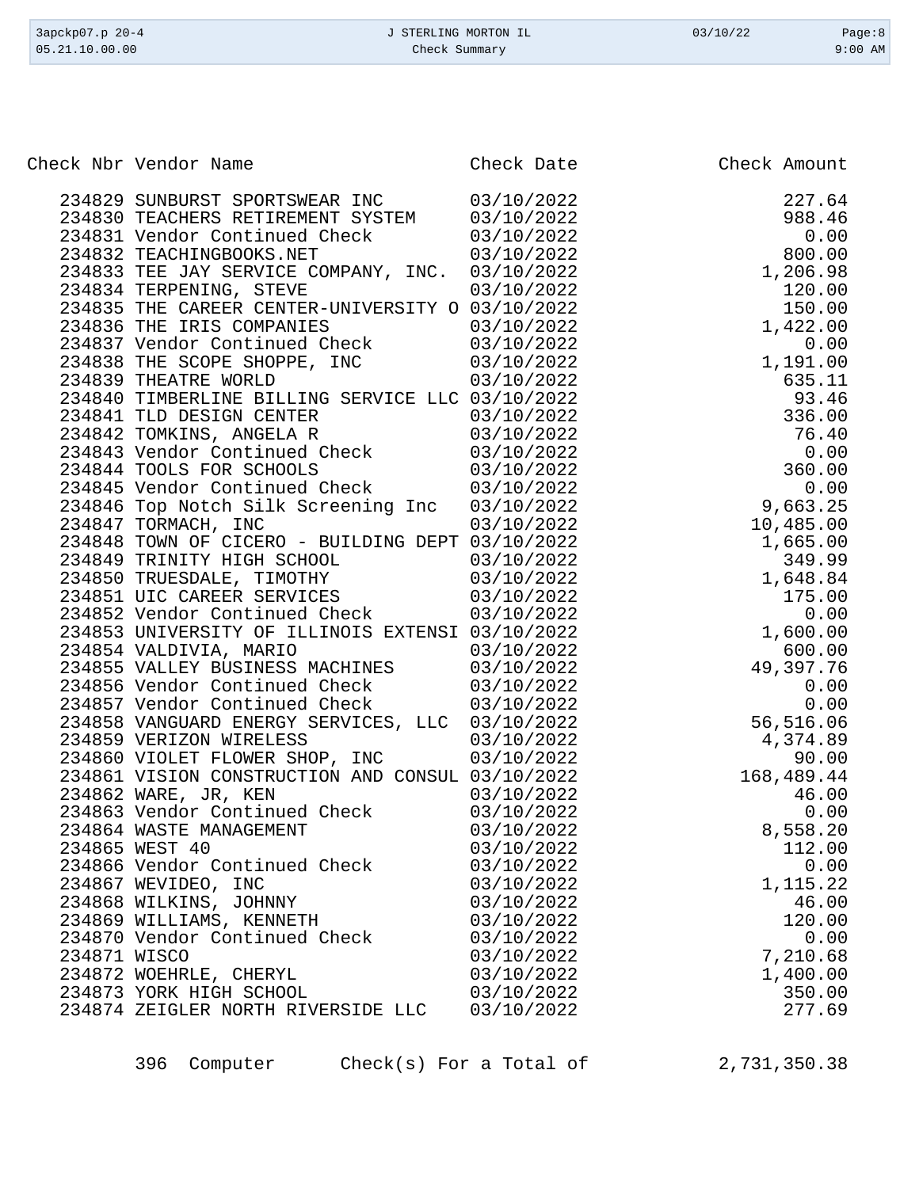| Check Nbr | Vendor Name | Check Date | Check Amount |
|---|---|---|---|
| 234829 | SUNBURST SPORTSWEAR INC | 03/10/2022 | 227.64 |
| 234830 | TEACHERS RETIREMENT SYSTEM | 03/10/2022 | 988.46 |
| 234831 | Vendor Continued Check | 03/10/2022 | 0.00 |
| 234832 | TEACHINGBOOKS.NET | 03/10/2022 | 800.00 |
| 234833 | TEE JAY SERVICE COMPANY, INC. | 03/10/2022 | 1,206.98 |
| 234834 | TERPENING, STEVE | 03/10/2022 | 120.00 |
| 234835 | THE CAREER CENTER-UNIVERSITY O | 03/10/2022 | 150.00 |
| 234836 | THE IRIS COMPANIES | 03/10/2022 | 1,422.00 |
| 234837 | Vendor Continued Check | 03/10/2022 | 0.00 |
| 234838 | THE SCOPE SHOPPE, INC | 03/10/2022 | 1,191.00 |
| 234839 | THEATRE WORLD | 03/10/2022 | 635.11 |
| 234840 | TIMBERLINE BILLING SERVICE LLC | 03/10/2022 | 93.46 |
| 234841 | TLD DESIGN CENTER | 03/10/2022 | 336.00 |
| 234842 | TOMKINS, ANGELA R | 03/10/2022 | 76.40 |
| 234843 | Vendor Continued Check | 03/10/2022 | 0.00 |
| 234844 | TOOLS FOR SCHOOLS | 03/10/2022 | 360.00 |
| 234845 | Vendor Continued Check | 03/10/2022 | 0.00 |
| 234846 | Top Notch Silk Screening Inc | 03/10/2022 | 9,663.25 |
| 234847 | TORMACH, INC | 03/10/2022 | 10,485.00 |
| 234848 | TOWN OF CICERO - BUILDING DEPT | 03/10/2022 | 1,665.00 |
| 234849 | TRINITY HIGH SCHOOL | 03/10/2022 | 349.99 |
| 234850 | TRUESDALE, TIMOTHY | 03/10/2022 | 1,648.84 |
| 234851 | UIC CAREER SERVICES | 03/10/2022 | 175.00 |
| 234852 | Vendor Continued Check | 03/10/2022 | 0.00 |
| 234853 | UNIVERSITY OF ILLINOIS EXTENSI | 03/10/2022 | 1,600.00 |
| 234854 | VALDIVIA, MARIO | 03/10/2022 | 600.00 |
| 234855 | VALLEY BUSINESS MACHINES | 03/10/2022 | 49,397.76 |
| 234856 | Vendor Continued Check | 03/10/2022 | 0.00 |
| 234857 | Vendor Continued Check | 03/10/2022 | 0.00 |
| 234858 | VANGUARD ENERGY SERVICES, LLC | 03/10/2022 | 56,516.06 |
| 234859 | VERIZON WIRELESS | 03/10/2022 | 4,374.89 |
| 234860 | VIOLET FLOWER SHOP, INC | 03/10/2022 | 90.00 |
| 234861 | VISION CONSTRUCTION AND CONSUL | 03/10/2022 | 168,489.44 |
| 234862 | WARE, JR, KEN | 03/10/2022 | 46.00 |
| 234863 | Vendor Continued Check | 03/10/2022 | 0.00 |
| 234864 | WASTE MANAGEMENT | 03/10/2022 | 8,558.20 |
| 234865 | WEST 40 | 03/10/2022 | 112.00 |
| 234866 | Vendor Continued Check | 03/10/2022 | 0.00 |
| 234867 | WEVIDEO, INC | 03/10/2022 | 1,115.22 |
| 234868 | WILKINS, JOHNNY | 03/10/2022 | 46.00 |
| 234869 | WILLIAMS, KENNETH | 03/10/2022 | 120.00 |
| 234870 | Vendor Continued Check | 03/10/2022 | 0.00 |
| 234871 | WISCO | 03/10/2022 | 7,210.68 |
| 234872 | WOEHRLE, CHERYL | 03/10/2022 | 1,400.00 |
| 234873 | YORK HIGH SCHOOL | 03/10/2022 | 350.00 |
| 234874 | ZEIGLER NORTH RIVERSIDE LLC | 03/10/2022 | 277.69 |

396 Computer Check(s) For a Total of 2,731,350.38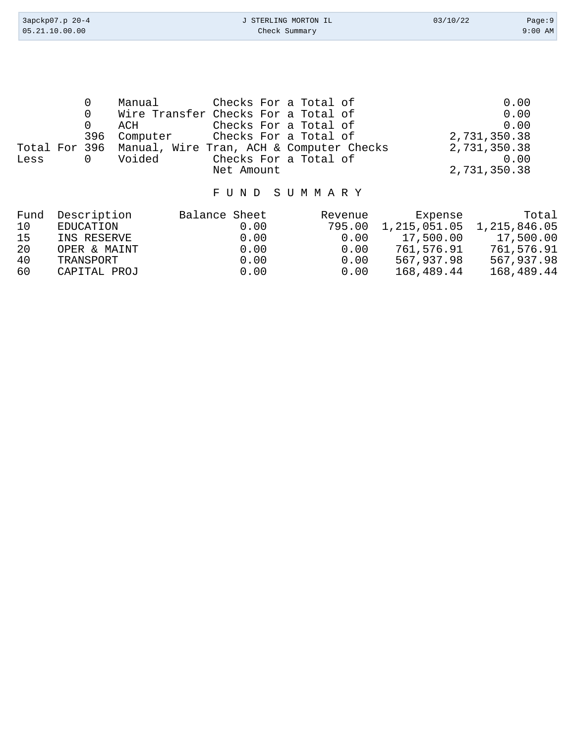| | | | |
|---|---|---|---|
| | 0 | Manual Checks For a Total of | 0.00 |
| | 0 | Wire Transfer Checks For a Total of | 0.00 |
| | 0 | ACH Checks For a Total of | 0.00 |
| | 396 | Computer Checks For a Total of | 2,731,350.38 |
| Total For | 396 | Manual, Wire Tran, ACH & Computer Checks | 2,731,350.38 |
| Less | 0 | Voided Checks For a Total of | 0.00 |
| | | Net Amount | 2,731,350.38 |

## F U N D S U M M A R Y

| Fund | Description | Balance Sheet | Revenue | Expense | Total |
|---|---|---|---|---|---|
| 10 | EDUCATION | 0.00 | 795.00 | 1,215,051.05 | 1,215,846.05 |
| 15 | INS RESERVE | 0.00 | 0.00 | 17,500.00 | 17,500.00 |
| 20 | OPER & MAINT | 0.00 | 0.00 | 761,576.91 | 761,576.91 |
| 40 | TRANSPORT | 0.00 | 0.00 | 567,937.98 | 567,937.98 |
| 60 | CAPITAL PROJ | 0.00 | 0.00 | 168,489.44 | 168,489.44 |